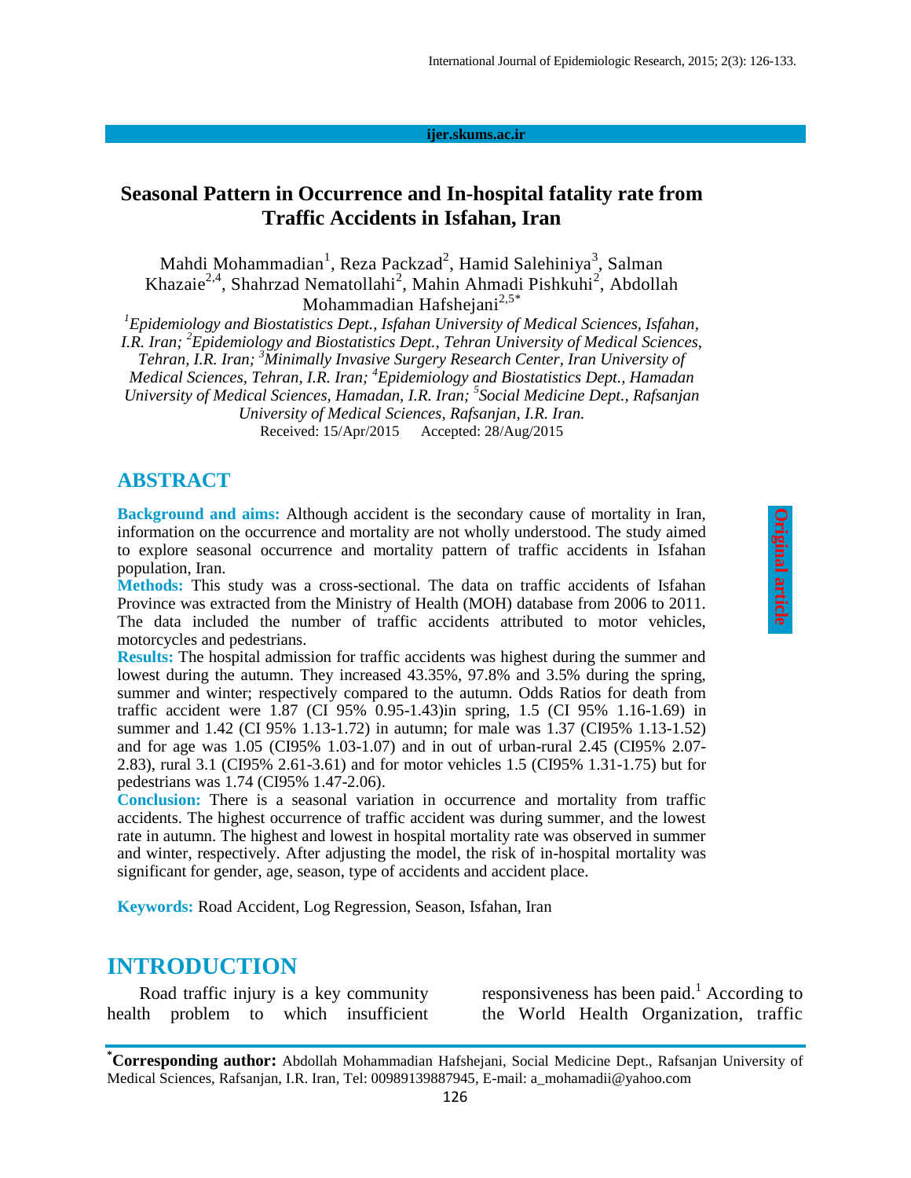# Seasonal Pattern in Occurrence and In-hospital fatality rate from Traffic Accidents in Isfahan, Iran

Mahdi Mohammadian[1], Reza Packzad[2], Hamid Salehiniya[3], Salman Khazaie[2,4], Shahrzad Nematollahi[2], Mahin Ahmadi Pishkuhi[2], Abdollah Mohammadian Hafshejani[2,5*]

*[1]Epidemiology and Biostatistics Dept., Isfahan University of Medical Sciences, Isfahan, I.R. Iran; [2]Epidemiology and Biostatistics Dept., Tehran University of Medical Sciences, Tehran, I.R. Iran; [3]Minimally Invasive Surgery Research Center, Iran University of Medical Sciences, Tehran, I.R. Iran; [4]Epidemiology and Biostatistics Dept., Hamadan University of Medical Sciences, Hamadan, I.R. Iran; [5]Social Medicine Dept., Rafsanjan University of Medical Sciences, Rafsanjan, I.R. Iran.*

Received: 15/Apr/2015 Accepted: 28/Aug/2015

Original article

## ABSTRACT

**Background and aims:** Although accident is the secondary cause of mortality in Iran, information on the occurrence and mortality are not wholly understood. The study aimed to explore seasonal occurrence and mortality pattern of traffic accidents in Isfahan population, Iran.

**Methods:** This study was a cross-sectional. The data on traffic accidents of Isfahan Province was extracted from the Ministry of Health (MOH) database from 2006 to 2011. The data included the number of traffic accidents attributed to motor vehicles, motorcycles and pedestrians.

**Results:** The hospital admission for traffic accidents was highest during the summer and lowest during the autumn. They increased 43.35%, 97.8% and 3.5% during the spring, summer and winter; respectively compared to the autumn. Odds Ratios for death from traffic accident were 1.87 (CI 95% 0.95-1.43)in spring, 1.5 (CI 95% 1.16-1.69) in summer and 1.42 (CI 95% 1.13-1.72) in autumn; for male was 1.37 (CI95% 1.13-1.52) and for age was 1.05 (CI95% 1.03-1.07) and in out of urban-rural 2.45 (CI95% 2.07-2.83), rural 3.1 (CI95% 2.61-3.61) and for motor vehicles 1.5 (CI95% 1.31-1.75) but for pedestrians was 1.74 (CI95% 1.47-2.06).

**Conclusion:** There is a seasonal variation in occurrence and mortality from traffic accidents. The highest occurrence of traffic accident was during summer, and the lowest rate in autumn. The highest and lowest in hospital mortality rate was observed in summer and winter, respectively. After adjusting the model, the risk of in-hospital mortality was significant for gender, age, season, type of accidents and accident place.

**Keywords:** Road Accident, Log Regression, Season, Isfahan, Iran

## INTRODUCTION

Road traffic injury is a key community health problem to which insufficient responsiveness has been paid.[1] According to the World Health Organization, traffic

---

***Corresponding author:** Abdollah Mohammadian Hafshejani, Social Medicine Dept., Rafsanjan University of Medical Sciences, Rafsanjan, I.R. Iran, Tel: 00989139887945, E-mail: a_mohamadii@yahoo.com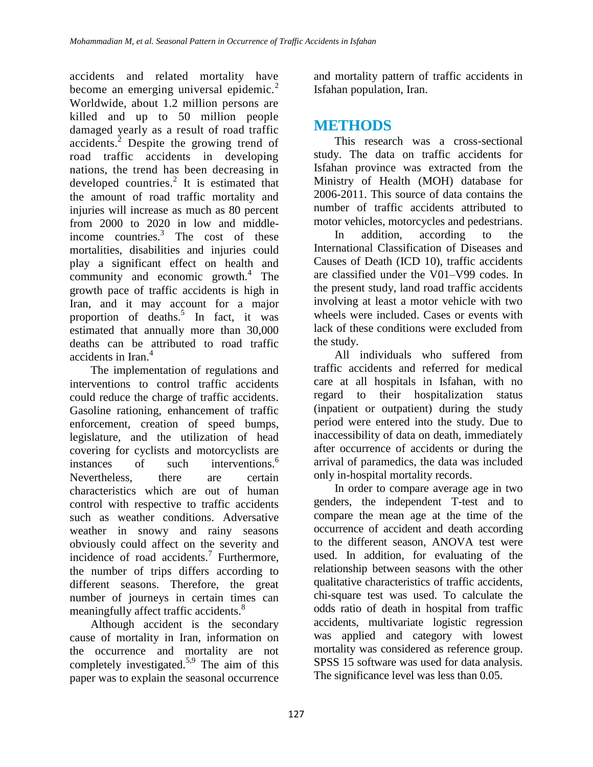accidents and related mortality have become an emerging universal epidemic.[2] Worldwide, about 1.2 million persons are killed and up to 50 million people damaged yearly as a result of road traffic accidents.[2] Despite the growing trend of road traffic accidents in developing nations, the trend has been decreasing in developed countries.[2] It is estimated that the amount of road traffic mortality and injuries will increase as much as 80 percent from 2000 to 2020 in low and middle-income countries.[3] The cost of these mortalities, disabilities and injuries could play a significant effect on health and community and economic growth.[4] The growth pace of traffic accidents is high in Iran, and it may account for a major proportion of deaths.[5] In fact, it was estimated that annually more than 30,000 deaths can be attributed to road traffic accidents in Iran.[4]

The implementation of regulations and interventions to control traffic accidents could reduce the charge of traffic accidents. Gasoline rationing, enhancement of traffic enforcement, creation of speed bumps, legislature, and the utilization of head covering for cyclists and motorcyclists are instances of such interventions.[6] Nevertheless, there are certain characteristics which are out of human control with respective to traffic accidents such as weather conditions. Adversative weather in snowy and rainy seasons obviously could affect on the severity and incidence of road accidents.[7] Furthermore, the number of trips differs according to different seasons. Therefore, the great number of journeys in certain times can meaningfully affect traffic accidents.[8]

Although accident is the secondary cause of mortality in Iran, information on the occurrence and mortality are not completely investigated.[5,9] The aim of this paper was to explain the seasonal occurrence and mortality pattern of traffic accidents in Isfahan population, Iran.

## METHODS

This research was a cross-sectional study. The data on traffic accidents for Isfahan province was extracted from the Ministry of Health (MOH) database for 2006-2011. This source of data contains the number of traffic accidents attributed to motor vehicles, motorcycles and pedestrians.

In addition, according to the International Classification of Diseases and Causes of Death (ICD 10), traffic accidents are classified under the V01–V99 codes. In the present study, land road traffic accidents involving at least a motor vehicle with two wheels were included. Cases or events with lack of these conditions were excluded from the study.

All individuals who suffered from traffic accidents and referred for medical care at all hospitals in Isfahan, with no regard to their hospitalization status (inpatient or outpatient) during the study period were entered into the study. Due to inaccessibility of data on death, immediately after occurrence of accidents or during the arrival of paramedics, the data was included only in-hospital mortality records.

In order to compare average age in two genders, the independent T-test and to compare the mean age at the time of the occurrence of accident and death according to the different season, ANOVA test were used. In addition, for evaluating of the relationship between seasons with the other qualitative characteristics of traffic accidents, chi-square test was used. To calculate the odds ratio of death in hospital from traffic accidents, multivariate logistic regression was applied and category with lowest mortality was considered as reference group. SPSS 15 software was used for data analysis. The significance level was less than 0.05.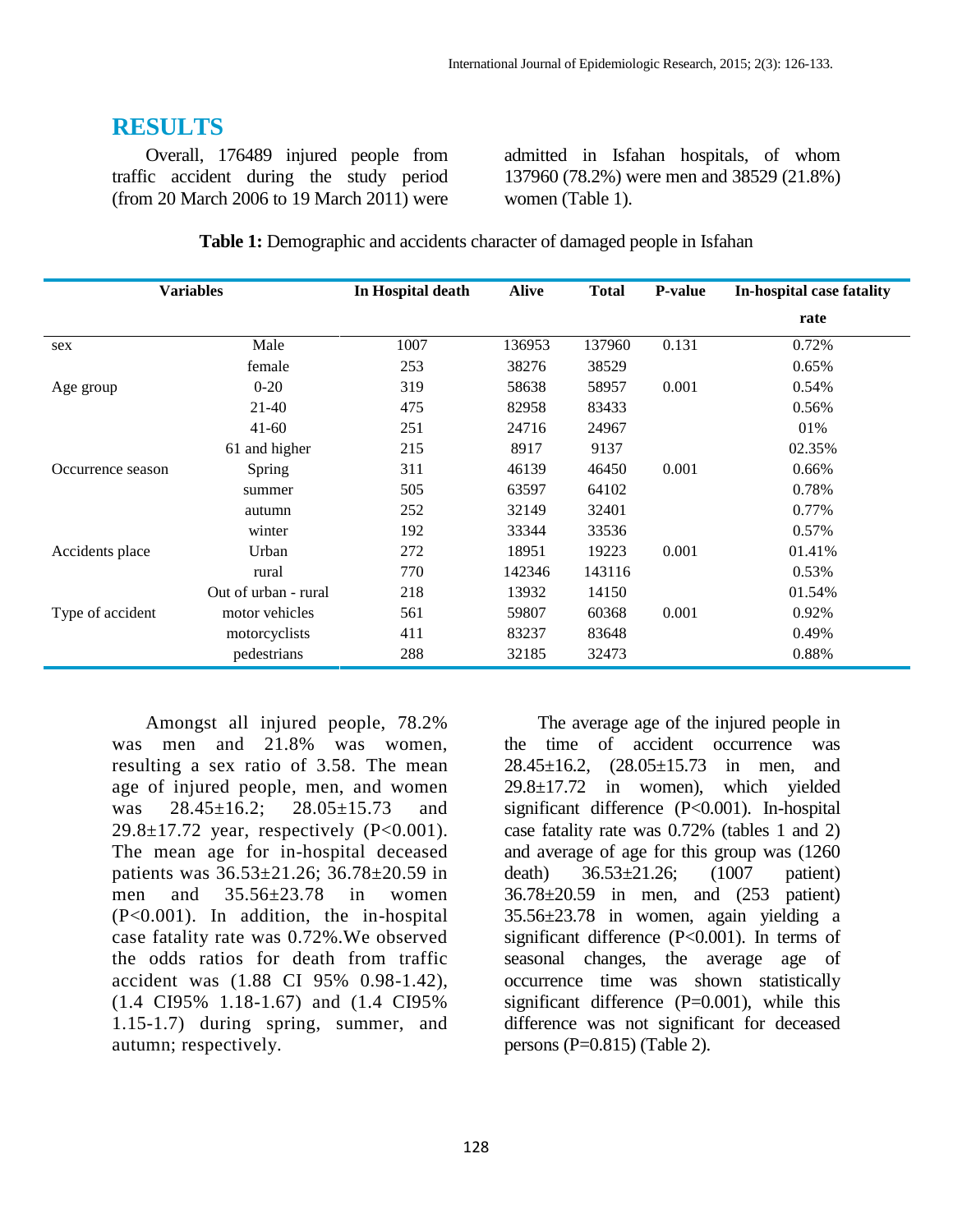## RESULTS

Overall, 176489 injured people from traffic accident during the study period (from 20 March 2006 to 19 March 2011) were admitted in Isfahan hospitals, of whom 137960 (78.2%) were men and 38529 (21.8%) women (Table 1).

**Table 1:** Demographic and accidents character of damaged people in Isfahan

| Variables | | In Hospital death | Alive | Total | P-value | In-hospital case fatality rate |
|---|---|---|---|---|---|---|
| sex | Male | 1007 | 136953 | 137960 | 0.131 | 0.72% |
| | female | 253 | 38276 | 38529 | | 0.65% |
| Age group | 0-20 | 319 | 58638 | 58957 | 0.001 | 0.54% |
| | 21-40 | 475 | 82958 | 83433 | | 0.56% |
| | 41-60 | 251 | 24716 | 24967 | | 01% |
| | 61 and higher | 215 | 8917 | 9137 | | 02.35% |
| Occurrence season | Spring | 311 | 46139 | 46450 | 0.001 | 0.66% |
| | summer | 505 | 63597 | 64102 | | 0.78% |
| | autumn | 252 | 32149 | 32401 | | 0.77% |
| | winter | 192 | 33344 | 33536 | | 0.57% |
| Accidents place | Urban | 272 | 18951 | 19223 | 0.001 | 01.41% |
| | rural | 770 | 142346 | 143116 | | 0.53% |
| | Out of urban - rural | 218 | 13932 | 14150 | | 01.54% |
| Type of accident | motor vehicles | 561 | 59807 | 60368 | 0.001 | 0.92% |
| | motorcyclists | 411 | 83237 | 83648 | | 0.49% |
| | pedestrians | 288 | 32185 | 32473 | | 0.88% |

Amongst all injured people, 78.2% was men and 21.8% was women, resulting a sex ratio of 3.58. The mean age of injured people, men, and women was 28.45±16.2; 28.05±15.73 and 29.8±17.72 year, respectively (P<0.001). The mean age for in-hospital deceased patients was 36.53±21.26; 36.78±20.59 in men and 35.56±23.78 in women (P<0.001). In addition, the in-hospital case fatality rate was 0.72%.We observed the odds ratios for death from traffic accident was (1.88 CI 95% 0.98-1.42), (1.4 CI95% 1.18-1.67) and (1.4 CI95% 1.15-1.7) during spring, summer, and autumn; respectively.

The average age of the injured people in the time of accident occurrence was 28.45±16.2, (28.05±15.73 in men, and 29.8±17.72 in women), which yielded significant difference (P<0.001). In-hospital case fatality rate was 0.72% (tables 1 and 2) and average of age for this group was (1260 death) 36.53±21.26; (1007 patient) 36.78±20.59 in men, and (253 patient) 35.56±23.78 in women, again yielding a significant difference (P<0.001). In terms of seasonal changes, the average age of occurrence time was shown statistically significant difference (P=0.001), while this difference was not significant for deceased persons (P=0.815) (Table 2).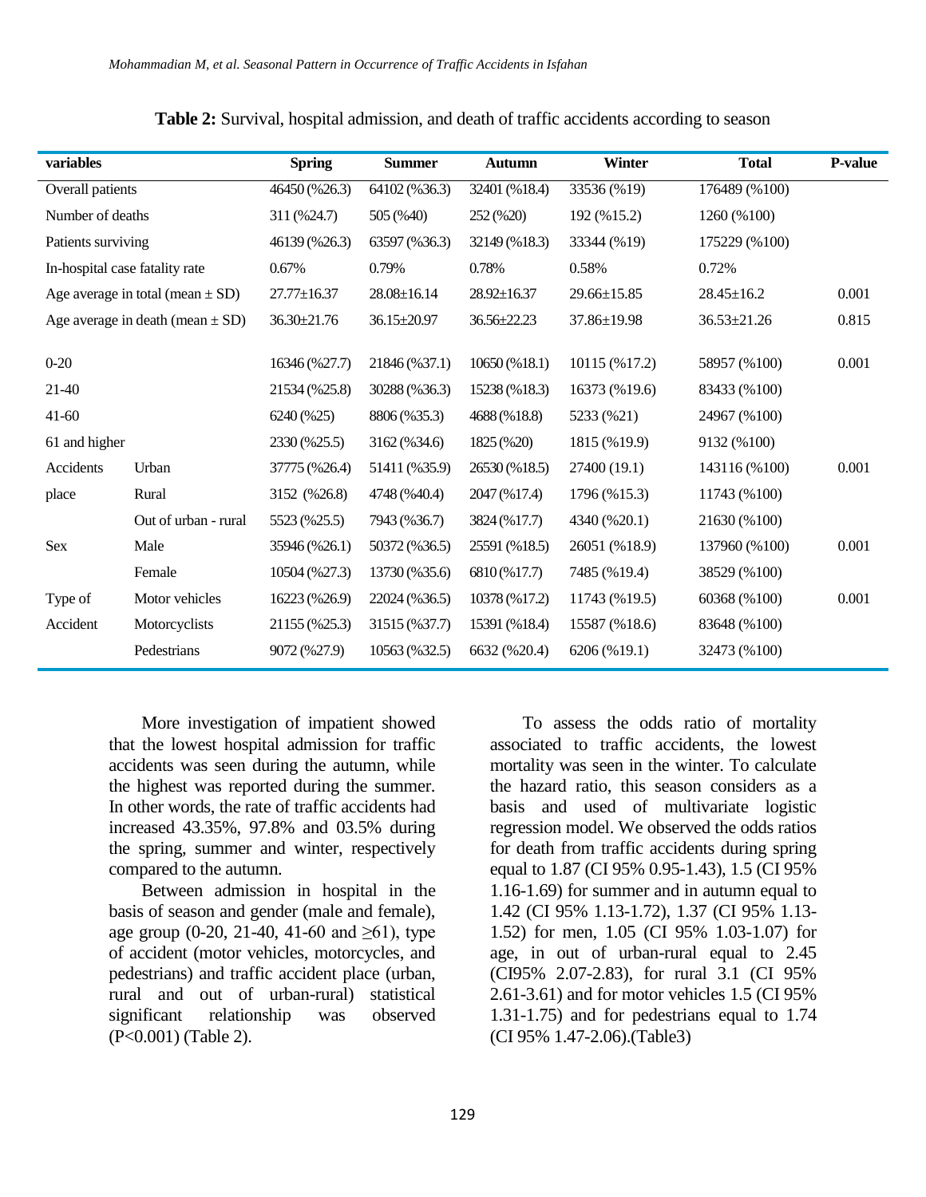**Table 2:** Survival, hospital admission, and death of traffic accidents according to season

| variables | | Spring | Summer | Autumn | Winter | Total | P-value |
|---|---|---|---|---|---|---|---|
| Overall patients | | 46450 (%26.3) | 64102 (%36.3) | 32401 (%18.4) | 33536 (%19) | 176489 (%100) | |
| Number of deaths | | 311 (%24.7) | 505 (%40) | 252 (%20) | 192 (%15.2) | 1260 (%100) | |
| Patients surviving | | 46139 (%26.3) | 63597 (%36.3) | 32149 (%18.3) | 33344 (%19) | 175229 (%100) | |
| In-hospital case fatality rate | | 0.67% | 0.79% | 0.78% | 0.58% | 0.72% | |
| Age average in total (mean ± SD) | | 27.77±16.37 | 28.08±16.14 | 28.92±16.37 | 29.66±15.85 | 28.45±16.2 | 0.001 |
| Age average in death (mean ± SD) | | 36.30±21.76 | 36.15±20.97 | 36.56±22.23 | 37.86±19.98 | 36.53±21.26 | 0.815 |
| 0-20 | | 16346 (%27.7) | 21846 (%37.1) | 10650 (%18.1) | 10115 (%17.2) | 58957 (%100) | 0.001 |
| 21-40 | | 21534 (%25.8) | 30288 (%36.3) | 15238 (%18.3) | 16373 (%19.6) | 83433 (%100) | |
| 41-60 | | 6240 (%25) | 8806 (%35.3) | 4688 (%18.8) | 5233 (%21) | 24967 (%100) | |
| 61 and higher | | 2330 (%25.5) | 3162 (%34.6) | 1825 (%20) | 1815 (%19.9) | 9132 (%100) | |
| Accidents place | Urban | 37775 (%26.4) | 51411 (%35.9) | 26530 (%18.5) | 27400 (19.1) | 143116 (%100) | 0.001 |
| | Rural | 3152 (%26.8) | 4748 (%40.4) | 2047 (%17.4) | 1796 (%15.3) | 11743 (%100) | |
| | Out of urban - rural | 5523 (%25.5) | 7943 (%36.7) | 3824 (%17.7) | 4340 (%20.1) | 21630 (%100) | |
| Sex | Male | 35946 (%26.1) | 50372 (%36.5) | 25591 (%18.5) | 26051 (%18.9) | 137960 (%100) | 0.001 |
| | Female | 10504 (%27.3) | 13730 (%35.6) | 6810 (%17.7) | 7485 (%19.4) | 38529 (%100) | |
| Type of Accident | Motor vehicles | 16223 (%26.9) | 22024 (%36.5) | 10378 (%17.2) | 11743 (%19.5) | 60368 (%100) | 0.001 |
| | Motorcyclists | 21155 (%25.3) | 31515 (%37.7) | 15391 (%18.4) | 15587 (%18.6) | 83648 (%100) | |
| | Pedestrians | 9072 (%27.9) | 10563 (%32.5) | 6632 (%20.4) | 6206 (%19.1) | 32473 (%100) | |

More investigation of impatient showed that the lowest hospital admission for traffic accidents was seen during the autumn, while the highest was reported during the summer. In other words, the rate of traffic accidents had increased 43.35%, 97.8% and 03.5% during the spring, summer and winter, respectively compared to the autumn.

Between admission in hospital in the basis of season and gender (male and female), age group (0-20, 21-40, 41-60 and ≥61), type of accident (motor vehicles, motorcycles, and pedestrians) and traffic accident place (urban, rural and out of urban-rural) statistical significant relationship was observed (P<0.001) (Table 2).

To assess the odds ratio of mortality associated to traffic accidents, the lowest mortality was seen in the winter. To calculate the hazard ratio, this season considers as a basis and used of multivariate logistic regression model. We observed the odds ratios for death from traffic accidents during spring equal to 1.87 (CI 95% 0.95-1.43), 1.5 (CI 95% 1.16-1.69) for summer and in autumn equal to 1.42 (CI 95% 1.13-1.72), 1.37 (CI 95% 1.13-1.52) for men, 1.05 (CI 95% 1.03-1.07) for age, in out of urban-rural equal to 2.45 (CI95% 2.07-2.83), for rural 3.1 (CI 95% 2.61-3.61) and for motor vehicles 1.5 (CI 95% 1.31-1.75) and for pedestrians equal to 1.74 (CI 95% 1.47-2.06).(Table3)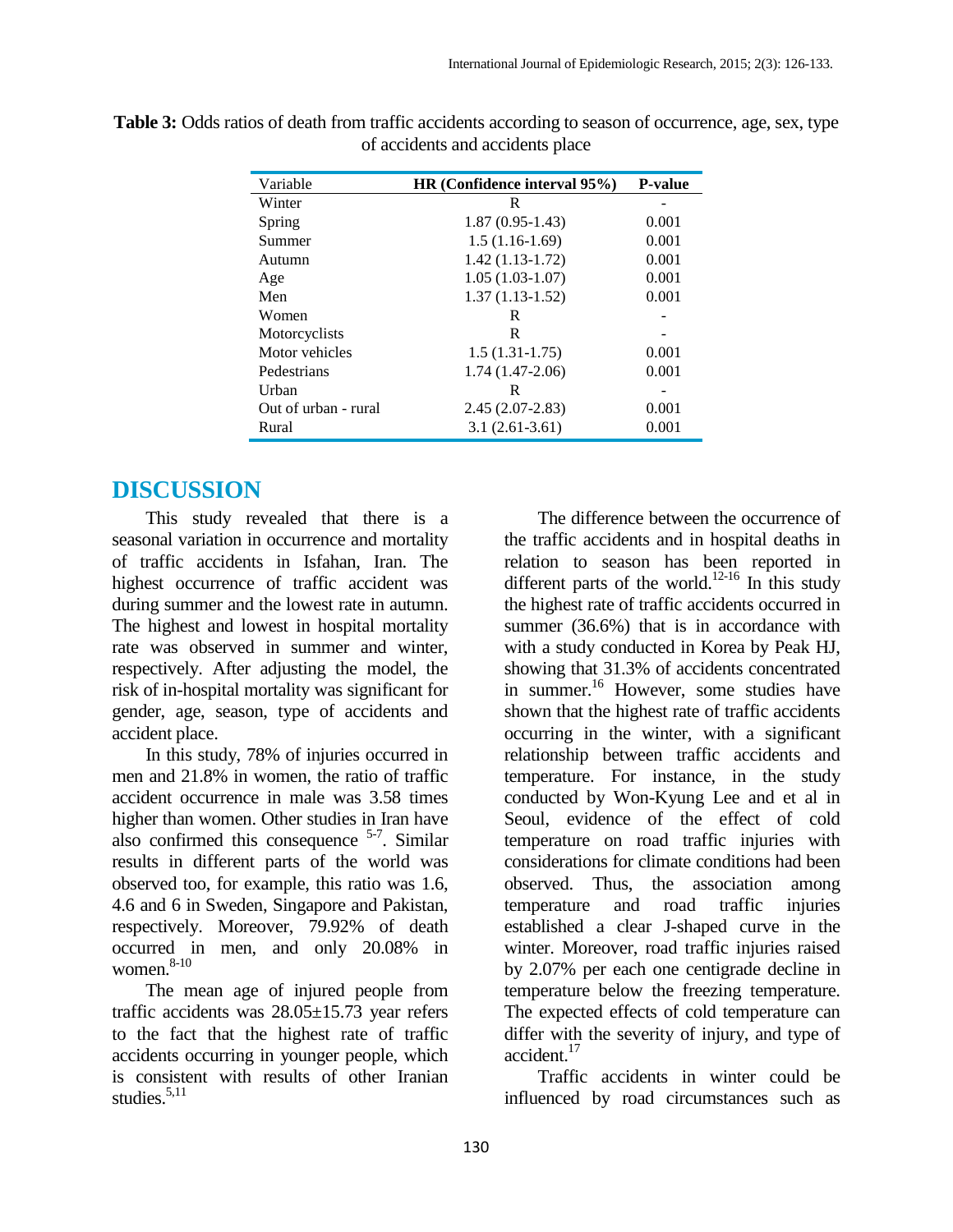**Table 3:** Odds ratios of death from traffic accidents according to season of occurrence, age, sex, type of accidents and accidents place

| Variable | HR (Confidence interval 95%) | P-value |
|---|---|---|
| Winter | R | - |
| Spring | 1.87 (0.95-1.43) | 0.001 |
| Summer | 1.5 (1.16-1.69) | 0.001 |
| Autumn | 1.42 (1.13-1.72) | 0.001 |
| Age | 1.05 (1.03-1.07) | 0.001 |
| Men | 1.37 (1.13-1.52) | 0.001 |
| Women | R | - |
| Motorcyclists | R | - |
| Motor vehicles | 1.5 (1.31-1.75) | 0.001 |
| Pedestrians | 1.74 (1.47-2.06) | 0.001 |
| Urban | R | - |
| Out of urban - rural | 2.45 (2.07-2.83) | 0.001 |
| Rural | 3.1 (2.61-3.61) | 0.001 |

# DISCUSSION

This study revealed that there is a seasonal variation in occurrence and mortality of traffic accidents in Isfahan, Iran. The highest occurrence of traffic accident was during summer and the lowest rate in autumn. The highest and lowest in hospital mortality rate was observed in summer and winter, respectively. After adjusting the model, the risk of in-hospital mortality was significant for gender, age, season, type of accidents and accident place.

In this study, 78% of injuries occurred in men and 21.8% in women, the ratio of traffic accident occurrence in male was 3.58 times higher than women. Other studies in Iran have also confirmed this consequence [5-7]. Similar results in different parts of the world was observed too, for example, this ratio was 1.6, 4.6 and 6 in Sweden, Singapore and Pakistan, respectively. Moreover, 79.92% of death occurred in men, and only 20.08% in women.[8-10]

The mean age of injured people from traffic accidents was 28.05±15.73 year refers to the fact that the highest rate of traffic accidents occurring in younger people, which is consistent with results of other Iranian studies.[5,11]

The difference between the occurrence of the traffic accidents and in hospital deaths in relation to season has been reported in different parts of the world.[12-16] In this study the highest rate of traffic accidents occurred in summer (36.6%) that is in accordance with with a study conducted in Korea by Peak HJ, showing that 31.3% of accidents concentrated in summer.[16] However, some studies have shown that the highest rate of traffic accidents occurring in the winter, with a significant relationship between traffic accidents and temperature. For instance, in the study conducted by Won-Kyung Lee and et al in Seoul, evidence of the effect of cold temperature on road traffic injuries with considerations for climate conditions had been observed. Thus, the association among temperature and road traffic injuries established a clear J-shaped curve in the winter. Moreover, road traffic injuries raised by 2.07% per each one centigrade decline in temperature below the freezing temperature. The expected effects of cold temperature can differ with the severity of injury, and type of accident.[17]

Traffic accidents in winter could be influenced by road circumstances such as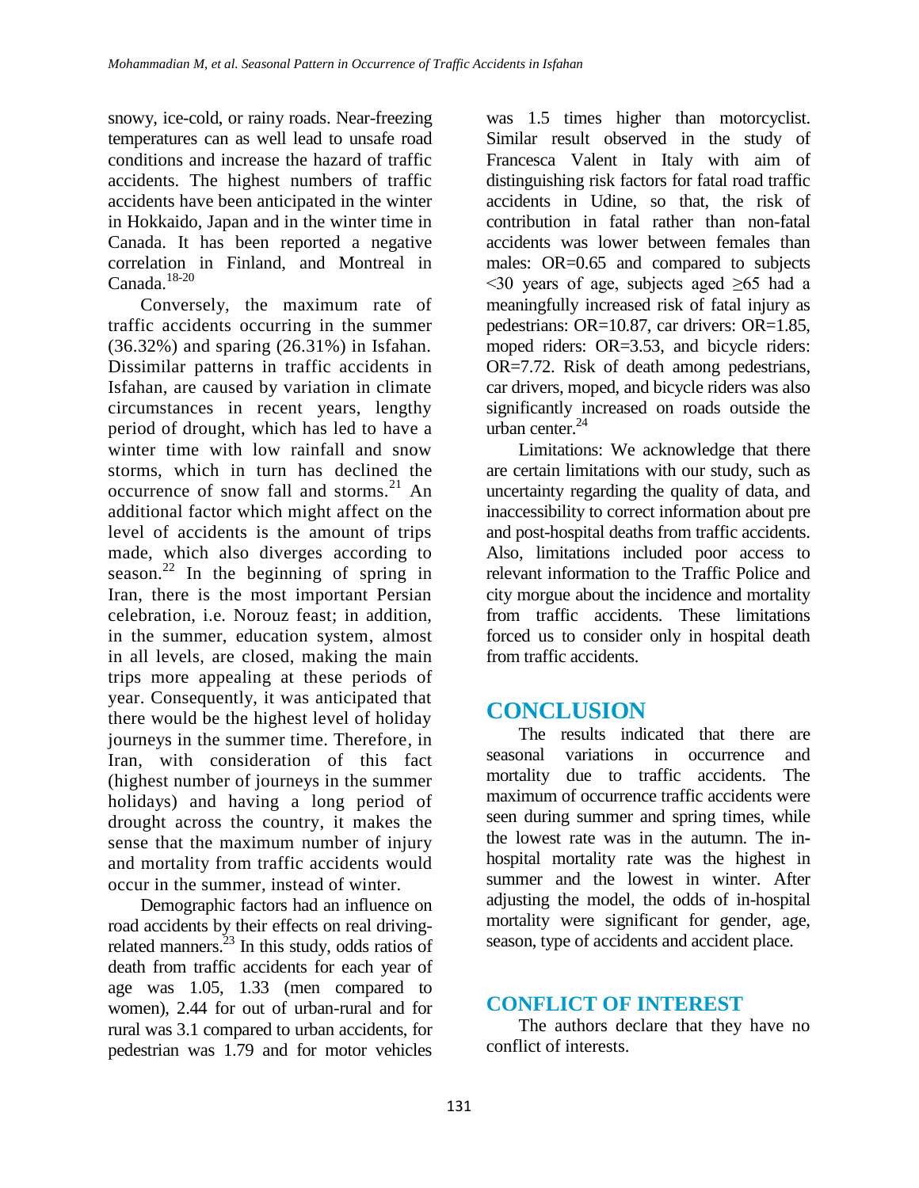snowy, ice-cold, or rainy roads. Near-freezing temperatures can as well lead to unsafe road conditions and increase the hazard of traffic accidents. The highest numbers of traffic accidents have been anticipated in the winter in Hokkaido, Japan and in the winter time in Canada. It has been reported a negative correlation in Finland, and Montreal in Canada.[18-20]

Conversely, the maximum rate of traffic accidents occurring in the summer (36.32%) and sparing (26.31%) in Isfahan. Dissimilar patterns in traffic accidents in Isfahan, are caused by variation in climate circumstances in recent years, lengthy period of drought, which has led to have a winter time with low rainfall and snow storms, which in turn has declined the occurrence of snow fall and storms.[21] An additional factor which might affect on the level of accidents is the amount of trips made, which also diverges according to season.[22] In the beginning of spring in Iran, there is the most important Persian celebration, i.e. Norouz feast; in addition, in the summer, education system, almost in all levels, are closed, making the main trips more appealing at these periods of year. Consequently, it was anticipated that there would be the highest level of holiday journeys in the summer time. Therefore, in Iran, with consideration of this fact (highest number of journeys in the summer holidays) and having a long period of drought across the country, it makes the sense that the maximum number of injury and mortality from traffic accidents would occur in the summer, instead of winter.

Demographic factors had an influence on road accidents by their effects on real driving-related manners.[23] In this study, odds ratios of death from traffic accidents for each year of age was 1.05, 1.33 (men compared to women), 2.44 for out of urban-rural and for rural was 3.1 compared to urban accidents, for pedestrian was 1.79 and for motor vehicles was 1.5 times higher than motorcyclist. Similar result observed in the study of Francesca Valent in Italy with aim of distinguishing risk factors for fatal road traffic accidents in Udine, so that, the risk of contribution in fatal rather than non-fatal accidents was lower between females than males: OR=0.65 and compared to subjects <30 years of age, subjects aged ≥65 had a meaningfully increased risk of fatal injury as pedestrians: OR=10.87, car drivers: OR=1.85, moped riders: OR=3.53, and bicycle riders: OR=7.72. Risk of death among pedestrians, car drivers, moped, and bicycle riders was also significantly increased on roads outside the urban center.[24]

Limitations: We acknowledge that there are certain limitations with our study, such as uncertainty regarding the quality of data, and inaccessibility to correct information about pre and post-hospital deaths from traffic accidents. Also, limitations included poor access to relevant information to the Traffic Police and city morgue about the incidence and mortality from traffic accidents. These limitations forced us to consider only in hospital death from traffic accidents.

## CONCLUSION

The results indicated that there are seasonal variations in occurrence and mortality due to traffic accidents. The maximum of occurrence traffic accidents were seen during summer and spring times, while the lowest rate was in the autumn. The in-hospital mortality rate was the highest in summer and the lowest in winter. After adjusting the model, the odds of in-hospital mortality were significant for gender, age, season, type of accidents and accident place.

## CONFLICT OF INTEREST

The authors declare that they have no conflict of interests.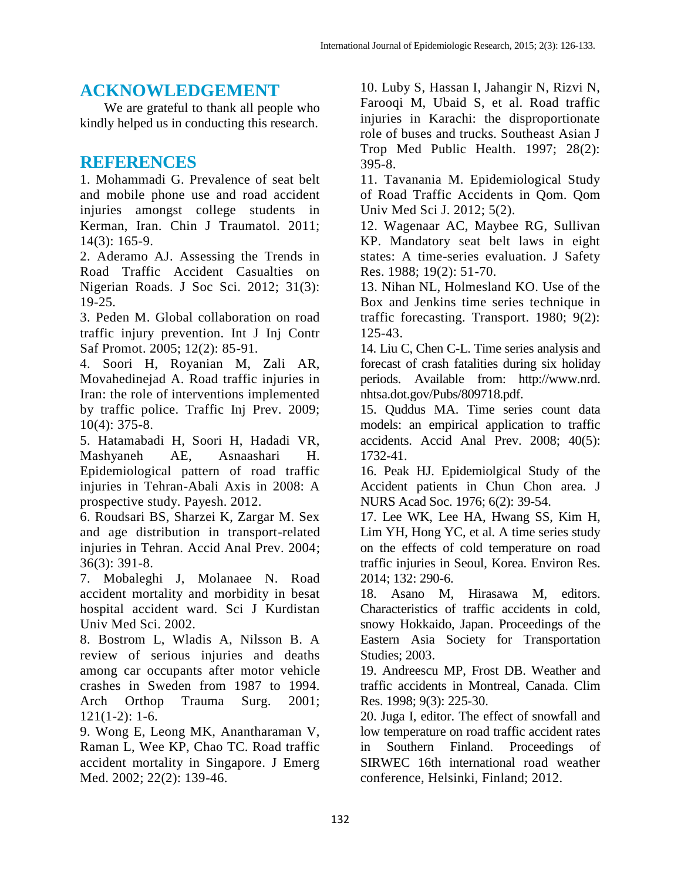## ACKNOWLEDGEMENT

We are grateful to thank all people who kindly helped us in conducting this research.

## REFERENCES

1. Mohammadi G. Prevalence of seat belt and mobile phone use and road accident injuries amongst college students in Kerman, Iran. Chin J Traumatol. 2011; 14(3): 165-9.
2. Aderamo AJ. Assessing the Trends in Road Traffic Accident Casualties on Nigerian Roads. J Soc Sci. 2012; 31(3): 19-25.
3. Peden M. Global collaboration on road traffic injury prevention. Int J Inj Contr Saf Promot. 2005; 12(2): 85-91.
4. Soori H, Royanian M, Zali AR, Movahedinejad A. Road traffic injuries in Iran: the role of interventions implemented by traffic police. Traffic Inj Prev. 2009; 10(4): 375-8.
5. Hatamabadi H, Soori H, Hadadi VR, Mashyaneh AE, Asnaashari H. Epidemiological pattern of road traffic injuries in Tehran-Abali Axis in 2008: A prospective study. Payesh. 2012.
6. Roudsari BS, Sharzei K, Zargar M. Sex and age distribution in transport-related injuries in Tehran. Accid Anal Prev. 2004; 36(3): 391-8.
7. Mobaleghi J, Molanaee N. Road accident mortality and morbidity in besat hospital accident ward. Sci J Kurdistan Univ Med Sci. 2002.
8. Bostrom L, Wladis A, Nilsson B. A review of serious injuries and deaths among car occupants after motor vehicle crashes in Sweden from 1987 to 1994. Arch Orthop Trauma Surg. 2001; 121(1-2): 1-6.
9. Wong E, Leong MK, Anantharaman V, Raman L, Wee KP, Chao TC. Road traffic accident mortality in Singapore. J Emerg Med. 2002; 22(2): 139-46.
10. Luby S, Hassan I, Jahangir N, Rizvi N, Farooqi M, Ubaid S, et al. Road traffic injuries in Karachi: the disproportionate role of buses and trucks. Southeast Asian J Trop Med Public Health. 1997; 28(2): 395-8.
11. Tavanania M. Epidemiological Study of Road Traffic Accidents in Qom. Qom Univ Med Sci J. 2012; 5(2).
12. Wagenaar AC, Maybee RG, Sullivan KP. Mandatory seat belt laws in eight states: A time-series evaluation. J Safety Res. 1988; 19(2): 51-70.
13. Nihan NL, Holmesland KO. Use of the Box and Jenkins time series technique in traffic forecasting. Transport. 1980; 9(2): 125-43.
14. Liu C, Chen C-L. Time series analysis and forecast of crash fatalities during six holiday periods. Available from: http://www.nrd.nhtsa.dot.gov/Pubs/809718.pdf.
15. Quddus MA. Time series count data models: an empirical application to traffic accidents. Accid Anal Prev. 2008; 40(5): 1732-41.
16. Peak HJ. Epidemiolgical Study of the Accident patients in Chun Chon area. J NURS Acad Soc. 1976; 6(2): 39-54.
17. Lee WK, Lee HA, Hwang SS, Kim H, Lim YH, Hong YC, et al. A time series study on the effects of cold temperature on road traffic injuries in Seoul, Korea. Environ Res. 2014; 132: 290-6.
18. Asano M, Hirasawa M, editors. Characteristics of traffic accidents in cold, snowy Hokkaido, Japan. Proceedings of the Eastern Asia Society for Transportation Studies; 2003.
19. Andreescu MP, Frost DB. Weather and traffic accidents in Montreal, Canada. Clim Res. 1998; 9(3): 225-30.
20. Juga I, editor. The effect of snowfall and low temperature on road traffic accident rates in Southern Finland. Proceedings of SIRWEC 16th international road weather conference, Helsinki, Finland; 2012.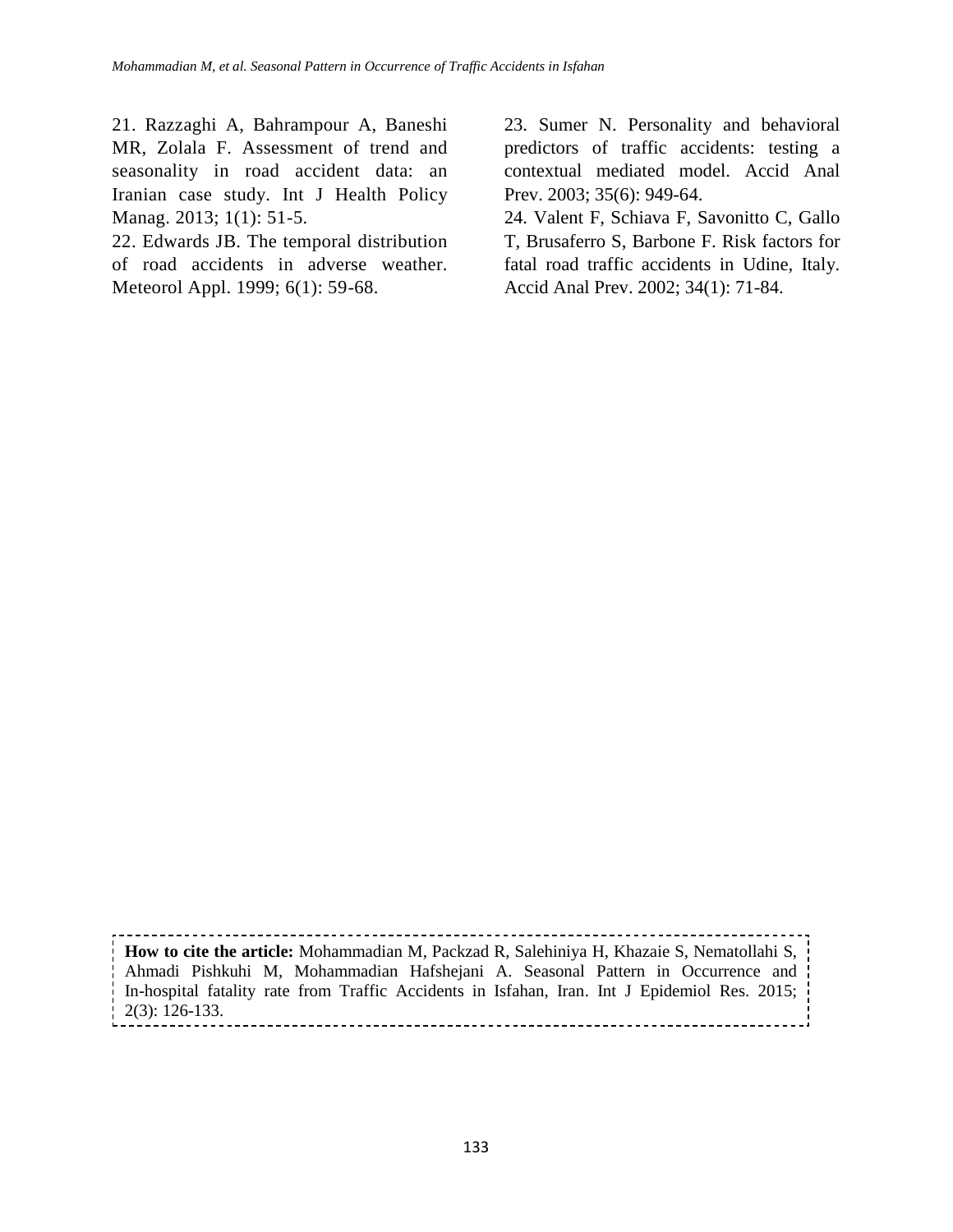21. Razzaghi A, Bahrampour A, Baneshi MR, Zolala F. Assessment of trend and seasonality in road accident data: an Iranian case study. Int J Health Policy Manag. 2013; 1(1): 51-5.

22. Edwards JB. The temporal distribution of road accidents in adverse weather. Meteorol Appl. 1999; 6(1): 59-68.

23. Sumer N. Personality and behavioral predictors of traffic accidents: testing a contextual mediated model. Accid Anal Prev. 2003; 35(6): 949-64.

24. Valent F, Schiava F, Savonitto C, Gallo T, Brusaferro S, Barbone F. Risk factors for fatal road traffic accidents in Udine, Italy. Accid Anal Prev. 2002; 34(1): 71-84.

**How to cite the article:** Mohammadian M, Packzad R, Salehiniya H, Khazaie S, Nematollahi S, Ahmadi Pishkuhi M, Mohammadian Hafshejani A. Seasonal Pattern in Occurrence and In-hospital fatality rate from Traffic Accidents in Isfahan, Iran. Int J Epidemiol Res. 2015; 2(3): 126-133.